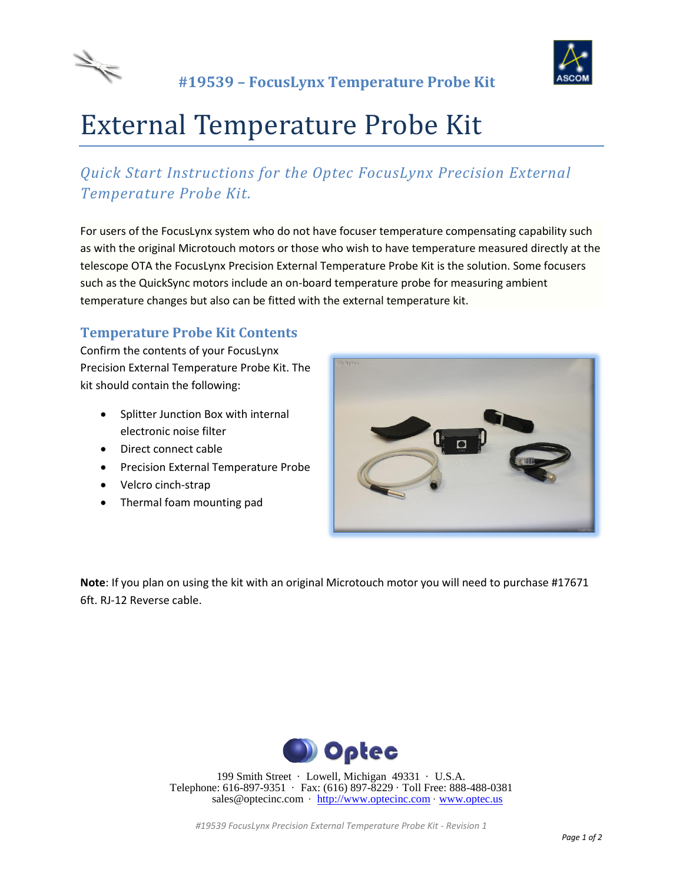## #19539 – FocusLynx Temperature Probe Kit

# External Temperature Probe Kit

*Quick Start Instructions for the Optec FocusLynx Precision External Temperature Probe Kit.*

For users of the FocusLynx system who do not have focuser temperature compensating capability such as with the original Microtouch motors or those who wish to have temperature measured directly at the telescope OTA the FocusLynx Precision External Temperature Probe Kit is the solution. Some focusers such as the QuickSync motors include an on-board temperature probe for measuring ambient temperature changes but also can be fitted with the external temperature kit.

## Temperature Probe Kit Contents

Confirm the contents of your FocusLynx Precision External Temperature Probe Kit. The kit should contain the following:

- Splitter Junction Box with internal electronic noise filter
- Direct connect cable
- Precision External Temperature Probe
- Velcro cinch-strap
- Thermal foam mounting pad

**Note**: If you plan on using the kit with an original Microtouch motor you will need to purchase #17671 6ft. RJ-12 Reverse cable.

Optec

199 Smith Street · Lowell, Michigan 49331 · U.S.A.
Telephone: 616-897-9351 · Fax: (616) 897-8229 · Toll Free: 888-488-0381
sales@optecinc.com · http://www.optecinc.com · www.optec.us

*#19539 FocusLynx Precision External Temperature Probe Kit - Revision 1*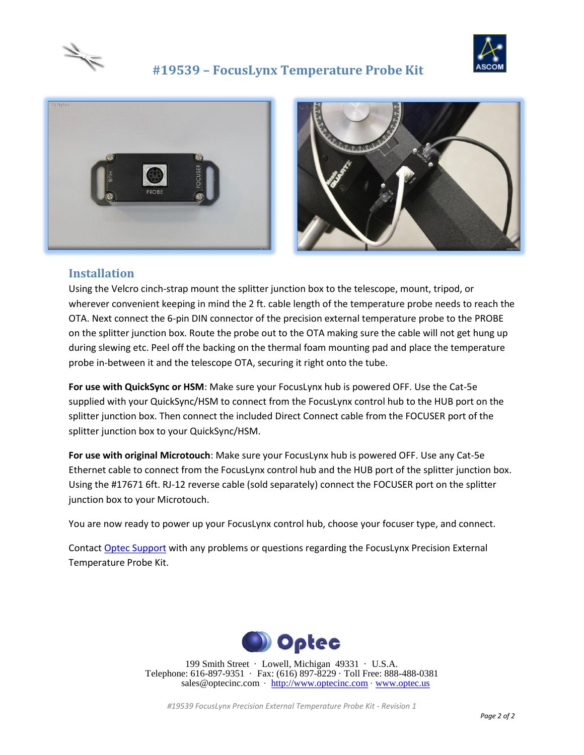# #19539 – FocusLynx Temperature Probe Kit

## Installation

Using the Velcro cinch-strap mount the splitter junction box to the telescope, mount, tripod, or wherever convenient keeping in mind the 2 ft. cable length of the temperature probe needs to reach the OTA. Next connect the 6-pin DIN connector of the precision external temperature probe to the PROBE on the splitter junction box. Route the probe out to the OTA making sure the cable will not get hung up during slewing etc. Peel off the backing on the thermal foam mounting pad and place the temperature probe in-between it and the telescope OTA, securing it right onto the tube.

**For use with QuickSync or HSM**: Make sure your FocusLynx hub is powered OFF. Use the Cat-5e supplied with your QuickSync/HSM to connect from the FocusLynx control hub to the HUB port on the splitter junction box. Then connect the included Direct Connect cable from the FOCUSER port of the splitter junction box to your QuickSync/HSM.

**For use with original Microtouch**: Make sure your FocusLynx hub is powered OFF. Use any Cat-5e Ethernet cable to connect from the FocusLynx control hub and the HUB port of the splitter junction box. Using the #17671 6ft. RJ-12 reverse cable (sold separately) connect the FOCUSER port on the splitter junction box to your Microtouch.

You are now ready to power up your FocusLynx control hub, choose your focuser type, and connect.

Contact Optec Support with any problems or questions regarding the FocusLynx Precision External Temperature Probe Kit.

Optec

199 Smith Street · Lowell, Michigan 49331 · U.S.A.
Telephone: 616-897-9351 · Fax: (616) 897-8229 · Toll Free: 888-488-0381
sales@optecinc.com · http://www.optecinc.com · www.optec.us

*#19539 FocusLynx Precision External Temperature Probe Kit - Revision 1*